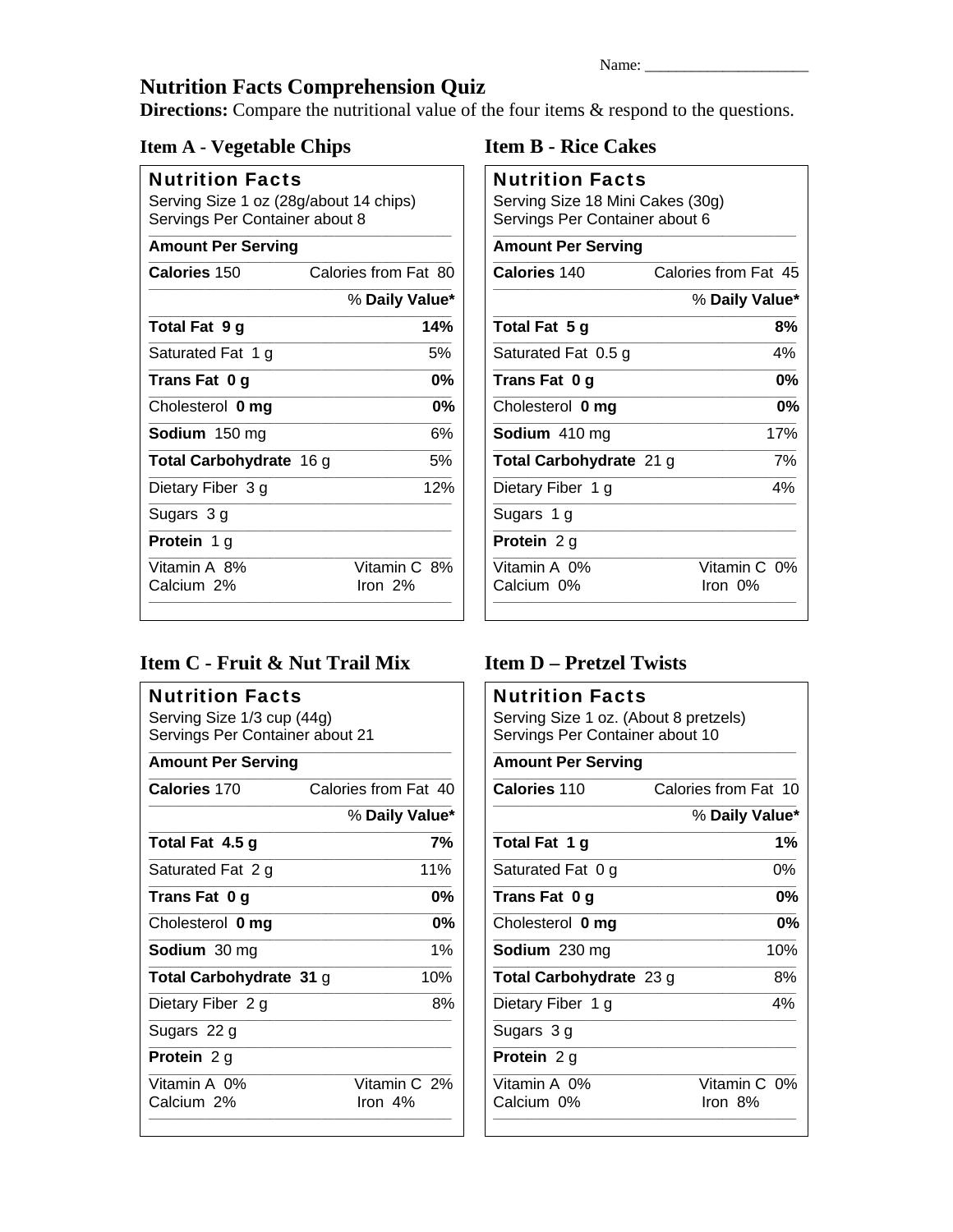Name: ______________________

# Nutrition Facts Comprehension Quiz

**Directions:** Compare the nutritional value of the four items & respond to the questions.

## Item A - Vegetable Chips

**Nutrition Facts**
Serving Size 1 oz (28g/about 14 chips)
Servings Per Container about 8

| **Amount Per Serving** | |
|---|---|
| **Calories** 150 | Calories from Fat 80 |
| | % **Daily Value*** |
| **Total Fat 9 g** | **14%** |
| Saturated Fat 1 g | 5% |
| **Trans Fat 0 g** | **0%** |
| Cholesterol **0 mg** | **0%** |
| **Sodium** 150 mg | 6% |
| **Total Carbohydrate** 16 g | 5% |
| Dietary Fiber 3 g | 12% |
| Sugars 3 g | |
| **Protein** 1 g | |
| Vitamin A 8% | Vitamin C 8% |
| Calcium 2% | Iron 2% |

## Item B - Rice Cakes

**Nutrition Facts**
Serving Size 18 Mini Cakes (30g)
Servings Per Container about 6

| **Amount Per Serving** | |
|---|---|
| **Calories** 140 | Calories from Fat 45 |
| | % **Daily Value*** |
| **Total Fat 5 g** | **8%** |
| Saturated Fat 0.5 g | 4% |
| **Trans Fat 0 g** | **0%** |
| Cholesterol **0 mg** | **0%** |
| **Sodium** 410 mg | 17% |
| **Total Carbohydrate** 21 g | 7% |
| Dietary Fiber 1 g | 4% |
| Sugars 1 g | |
| **Protein** 2 g | |
| Vitamin A 0% | Vitamin C 0% |
| Calcium 0% | Iron 0% |

## Item C - Fruit & Nut Trail Mix

**Nutrition Facts**
Serving Size 1/3 cup (44g)
Servings Per Container about 21

| **Amount Per Serving** | |
|---|---|
| **Calories** 170 | Calories from Fat 40 |
| | % **Daily Value*** |
| **Total Fat 4.5 g** | **7%** |
| Saturated Fat 2 g | 11% |
| **Trans Fat 0 g** | **0%** |
| Cholesterol **0 mg** | **0%** |
| **Sodium** 30 mg | 1% |
| **Total Carbohydrate 31** g | 10% |
| Dietary Fiber 2 g | 8% |
| Sugars 22 g | |
| **Protein** 2 g | |
| Vitamin A 0% | Vitamin C 2% |
| Calcium 2% | Iron 4% |

## Item D – Pretzel Twists

**Nutrition Facts**
Serving Size 1 oz. (About 8 pretzels)
Servings Per Container about 10

| **Amount Per Serving** | |
|---|---|
| **Calories** 110 | Calories from Fat 10 |
| | % **Daily Value*** |
| **Total Fat 1 g** | **1%** |
| Saturated Fat 0 g | 0% |
| **Trans Fat 0 g** | **0%** |
| Cholesterol **0 mg** | **0%** |
| **Sodium** 230 mg | 10% |
| **Total Carbohydrate** 23 g | 8% |
| Dietary Fiber 1 g | 4% |
| Sugars 3 g | |
| **Protein** 2 g | |
| Vitamin A 0% | Vitamin C 0% |
| Calcium 0% | Iron 8% |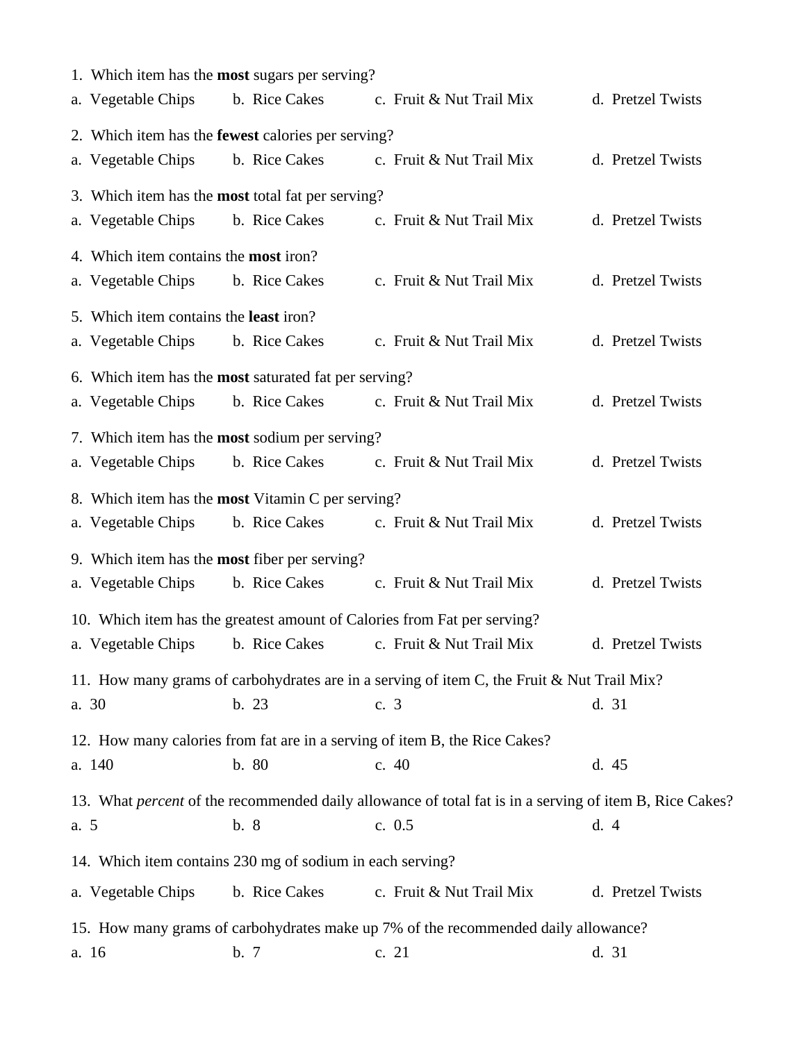1. Which item has the **most** sugars per serving?
a. Vegetable Chips  b. Rice Cakes  c. Fruit & Nut Trail Mix  d. Pretzel Twists

2. Which item has the **fewest** calories per serving?
a. Vegetable Chips  b. Rice Cakes  c. Fruit & Nut Trail Mix  d. Pretzel Twists

3. Which item has the **most** total fat per serving?
a. Vegetable Chips  b. Rice Cakes  c. Fruit & Nut Trail Mix  d. Pretzel Twists

4. Which item contains the **most** iron?
a. Vegetable Chips  b. Rice Cakes  c. Fruit & Nut Trail Mix  d. Pretzel Twists

5. Which item contains the **least** iron?
a. Vegetable Chips  b. Rice Cakes  c. Fruit & Nut Trail Mix  d. Pretzel Twists

6. Which item has the **most** saturated fat per serving?
a. Vegetable Chips  b. Rice Cakes  c. Fruit & Nut Trail Mix  d. Pretzel Twists

7. Which item has the **most** sodium per serving?
a. Vegetable Chips  b. Rice Cakes  c. Fruit & Nut Trail Mix  d. Pretzel Twists

8. Which item has the **most** Vitamin C per serving?
a. Vegetable Chips  b. Rice Cakes  c. Fruit & Nut Trail Mix  d. Pretzel Twists

9. Which item has the **most** fiber per serving?
a. Vegetable Chips  b. Rice Cakes  c. Fruit & Nut Trail Mix  d. Pretzel Twists

10. Which item has the greatest amount of Calories from Fat per serving?
a. Vegetable Chips  b. Rice Cakes  c. Fruit & Nut Trail Mix  d. Pretzel Twists

11. How many grams of carbohydrates are in a serving of item C, the Fruit & Nut Trail Mix?
a. 30  b. 23  c. 3  d. 31

12. How many calories from fat are in a serving of item B, the Rice Cakes?
a. 140  b. 80  c. 40  d. 45

13. What *percent* of the recommended daily allowance of total fat is in a serving of item B, Rice Cakes?
a. 5  b. 8  c. 0.5  d. 4

14. Which item contains 230 mg of sodium in each serving?
a. Vegetable Chips  b. Rice Cakes  c. Fruit & Nut Trail Mix  d. Pretzel Twists

15. How many grams of carbohydrates make up 7% of the recommended daily allowance?
a. 16  b. 7  c. 21  d. 31